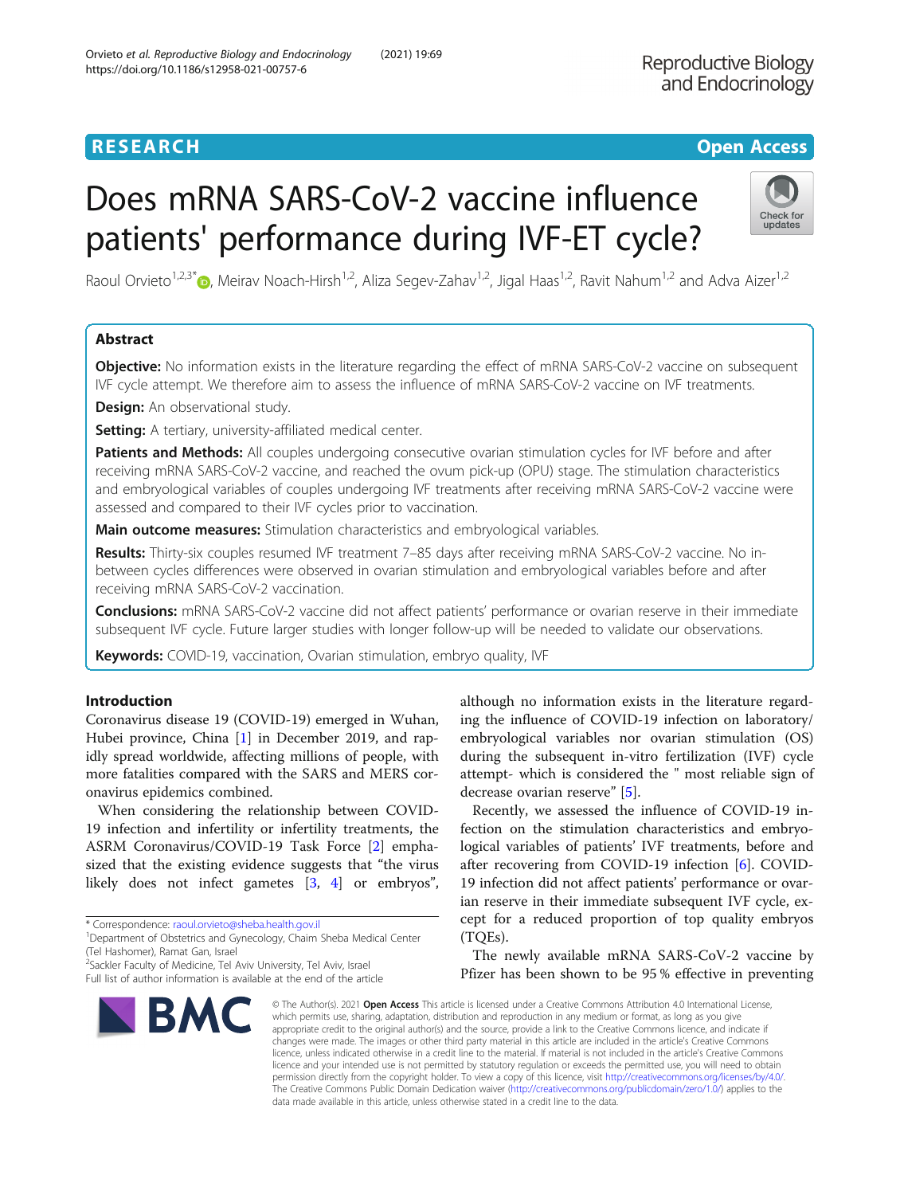RESEARCH

Open Access

# Does mRNA SARS-CoV-2 vaccine influence patients' performance during IVF-ET cycle?

Raoul Orvieto[1,2,3*], Meirav Noach-Hirsh[1,2], Aliza Segev-Zahav[1,2], Jigal Haas[1,2], Ravit Nahum[1,2] and Adva Aizer[1,2]

## Abstract

**Objective:** No information exists in the literature regarding the effect of mRNA SARS-CoV-2 vaccine on subsequent IVF cycle attempt. We therefore aim to assess the influence of mRNA SARS-CoV-2 vaccine on IVF treatments.

**Design:** An observational study.

**Setting:** A tertiary, university-affiliated medical center.

**Patients and Methods:** All couples undergoing consecutive ovarian stimulation cycles for IVF before and after receiving mRNA SARS-CoV-2 vaccine, and reached the ovum pick-up (OPU) stage. The stimulation characteristics and embryological variables of couples undergoing IVF treatments after receiving mRNA SARS-CoV-2 vaccine were assessed and compared to their IVF cycles prior to vaccination.

**Main outcome measures:** Stimulation characteristics and embryological variables.

**Results:** Thirty-six couples resumed IVF treatment 7–85 days after receiving mRNA SARS-CoV-2 vaccine. No in-between cycles differences were observed in ovarian stimulation and embryological variables before and after receiving mRNA SARS-CoV-2 vaccination.

**Conclusions:** mRNA SARS-CoV-2 vaccine did not affect patients' performance or ovarian reserve in their immediate subsequent IVF cycle. Future larger studies with longer follow-up will be needed to validate our observations.

**Keywords:** COVID-19, vaccination, Ovarian stimulation, embryo quality, IVF

## Introduction

Coronavirus disease 19 (COVID-19) emerged in Wuhan, Hubei province, China [1] in December 2019, and rapidly spread worldwide, affecting millions of people, with more fatalities compared with the SARS and MERS coronavirus epidemics combined.

When considering the relationship between COVID-19 infection and infertility or infertility treatments, the ASRM Coronavirus/COVID-19 Task Force [2] emphasized that the existing evidence suggests that "the virus likely does not infect gametes [3, 4] or embryos", although no information exists in the literature regarding the influence of COVID-19 infection on laboratory/embryological variables nor ovarian stimulation (OS) during the subsequent in-vitro fertilization (IVF) cycle attempt- which is considered the " most reliable sign of decrease ovarian reserve" [5].

Recently, we assessed the influence of COVID-19 infection on the stimulation characteristics and embryological variables of patients' IVF treatments, before and after recovering from COVID-19 infection [6]. COVID-19 infection did not affect patients' performance or ovarian reserve in their immediate subsequent IVF cycle, except for a reduced proportion of top quality embryos (TQEs).

The newly available mRNA SARS-CoV-2 vaccine by Pfizer has been shown to be 95 % effective in preventing

\* Correspondence: raoul.orvieto@sheba.health.gov.il
[1]Department of Obstetrics and Gynecology, Chaim Sheba Medical Center (Tel Hashomer), Ramat Gan, Israel
[2]Sackler Faculty of Medicine, Tel Aviv University, Tel Aviv, Israel
Full list of author information is available at the end of the article

© The Author(s). 2021 **Open Access** This article is licensed under a Creative Commons Attribution 4.0 International License, which permits use, sharing, adaptation, distribution and reproduction in any medium or format, as long as you give appropriate credit to the original author(s) and the source, provide a link to the Creative Commons licence, and indicate if changes were made. The images or other third party material in this article are included in the article's Creative Commons licence, unless indicated otherwise in a credit line to the material. If material is not included in the article's Creative Commons licence and your intended use is not permitted by statutory regulation or exceeds the permitted use, you will need to obtain permission directly from the copyright holder. To view a copy of this licence, visit http://creativecommons.org/licenses/by/4.0/. The Creative Commons Public Domain Dedication waiver (http://creativecommons.org/publicdomain/zero/1.0/) applies to the data made available in this article, unless otherwise stated in a credit line to the data.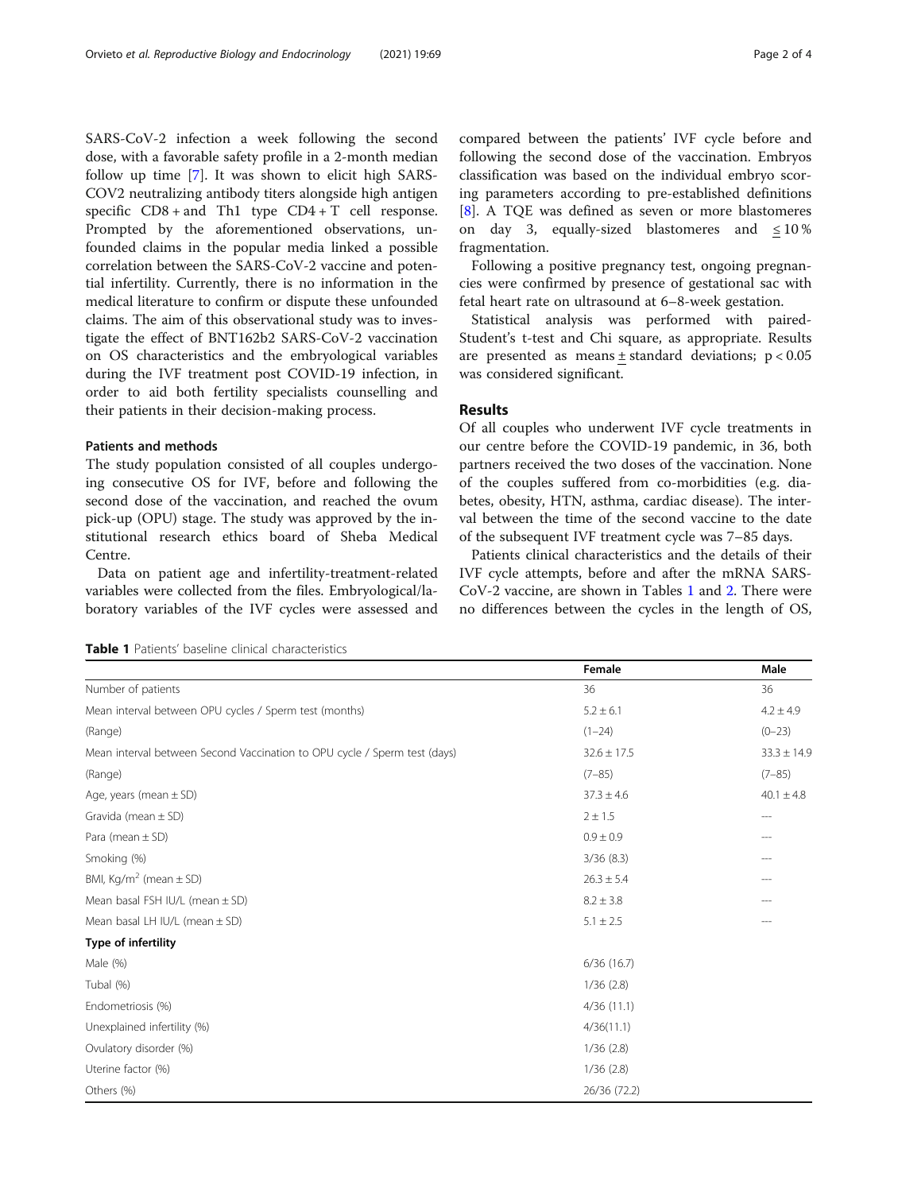SARS-CoV-2 infection a week following the second dose, with a favorable safety profile in a 2-month median follow up time [7]. It was shown to elicit high SARS-COV2 neutralizing antibody titers alongside high antigen specific CD8 + and Th1 type CD4 + T cell response. Prompted by the aforementioned observations, unfounded claims in the popular media linked a possible correlation between the SARS-CoV-2 vaccine and potential infertility. Currently, there is no information in the medical literature to confirm or dispute these unfounded claims. The aim of this observational study was to investigate the effect of BNT162b2 SARS-CoV-2 vaccination on OS characteristics and the embryological variables during the IVF treatment post COVID-19 infection, in order to aid both fertility specialists counselling and their patients in their decision-making process.

### Patients and methods

The study population consisted of all couples undergoing consecutive OS for IVF, before and following the second dose of the vaccination, and reached the ovum pick-up (OPU) stage. The study was approved by the institutional research ethics board of Sheba Medical Centre.

Data on patient age and infertility-treatment-related variables were collected from the files. Embryological/laboratory variables of the IVF cycles were assessed and compared between the patients' IVF cycle before and following the second dose of the vaccination. Embryos classification was based on the individual embryo scoring parameters according to pre-established definitions [8]. A TQE was defined as seven or more blastomeres on day 3, equally-sized blastomeres and ≤ 10 % fragmentation.

Following a positive pregnancy test, ongoing pregnancies were confirmed by presence of gestational sac with fetal heart rate on ultrasound at 6–8-week gestation.

Statistical analysis was performed with paired-Student's t-test and Chi square, as appropriate. Results are presented as means ± standard deviations; $p < 0.05$ was considered significant.

## Results

Of all couples who underwent IVF cycle treatments in our centre before the COVID-19 pandemic, in 36, both partners received the two doses of the vaccination. None of the couples suffered from co-morbidities (e.g. diabetes, obesity, HTN, asthma, cardiac disease). The interval between the time of the second vaccine to the date of the subsequent IVF treatment cycle was 7–85 days.

Patients clinical characteristics and the details of their IVF cycle attempts, before and after the mRNA SARS-CoV-2 vaccine, are shown in Tables 1 and 2. There were no differences between the cycles in the length of OS,

**Table 1** Patients' baseline clinical characteristics

| | Female | Male |
|---|---|---|
| Number of patients | 36 | 36 |
| Mean interval between OPU cycles / Sperm test (months) | 5.2 ± 6.1 | 4.2 ± 4.9 |
| (Range) | (1–24) | (0–23) |
| Mean interval between Second Vaccination to OPU cycle / Sperm test (days) | 32.6 ± 17.5 | 33.3 ± 14.9 |
| (Range) | (7–85) | (7–85) |
| Age, years (mean ± SD) | 37.3 ± 4.6 | 40.1 ± 4.8 |
| Gravida (mean ± SD) | 2 ± 1.5 | --- |
| Para (mean ± SD) | 0.9 ± 0.9 | --- |
| Smoking (%) | 3/36 (8.3) | --- |
| BMI, Kg/m$^2$ (mean ± SD) | 26.3 ± 5.4 | --- |
| Mean basal FSH IU/L (mean ± SD) | 8.2 ± 3.8 | --- |
| Mean basal LH IU/L (mean ± SD) | 5.1 ± 2.5 | --- |
| **Type of infertility** | | |
| Male (%) | 6/36 (16.7) | |
| Tubal (%) | 1/36 (2.8) | |
| Endometriosis (%) | 4/36 (11.1) | |
| Unexplained infertility (%) | 4/36(11.1) | |
| Ovulatory disorder (%) | 1/36 (2.8) | |
| Uterine factor (%) | 1/36 (2.8) | |
| Others (%) | 26/36 (72.2) | |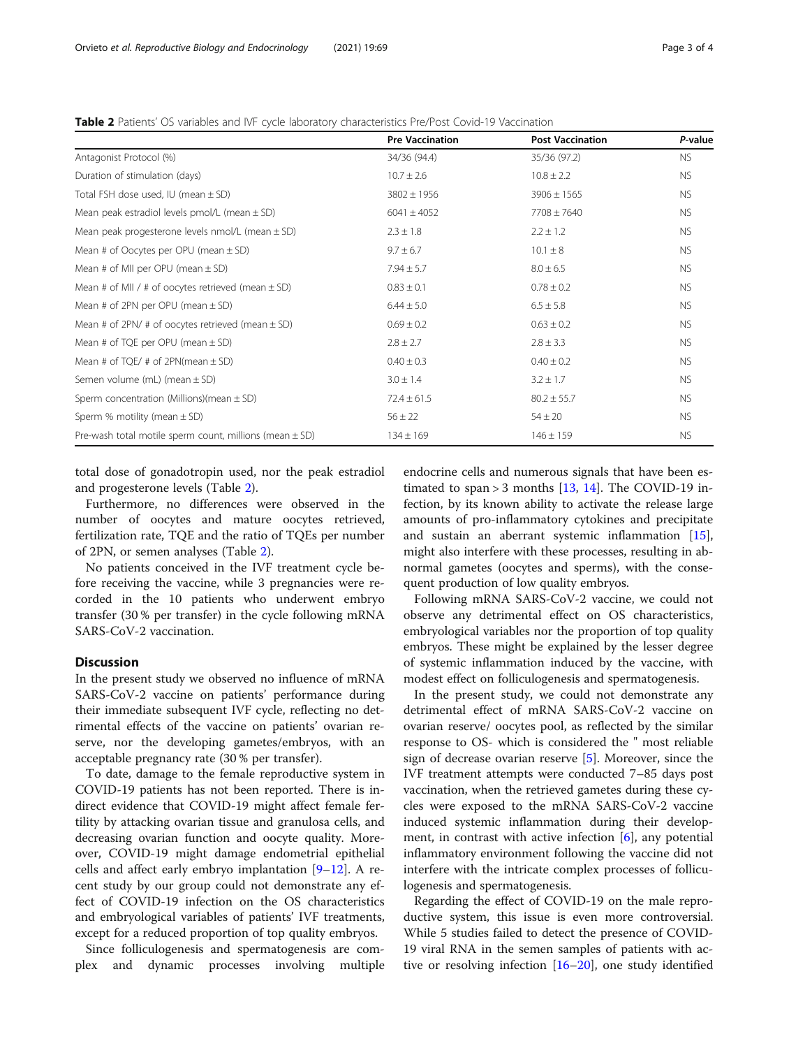**Table 2** Patients' OS variables and IVF cycle laboratory characteristics Pre/Post Covid-19 Vaccination

| | Pre Vaccination | Post Vaccination | *P*-value |
|---|---|---|---|
| Antagonist Protocol (%) | 34/36 (94.4) | 35/36 (97.2) | NS |
| Duration of stimulation (days) | 10.7 ± 2.6 | 10.8 ± 2.2 | NS |
| Total FSH dose used, IU (mean ± SD) | 3802 ± 1956 | 3906 ± 1565 | NS |
| Mean peak estradiol levels pmol/L (mean ± SD) | 6041 ± 4052 | 7708 ± 7640 | NS |
| Mean peak progesterone levels nmol/L (mean ± SD) | 2.3 ± 1.8 | 2.2 ± 1.2 | NS |
| Mean # of Oocytes per OPU (mean ± SD) | 9.7 ± 6.7 | 10.1 ± 8 | NS |
| Mean # of MII per OPU (mean ± SD) | 7.94 ± 5.7 | 8.0 ± 6.5 | NS |
| Mean # of MII / # of oocytes retrieved (mean ± SD) | 0.83 ± 0.1 | 0.78 ± 0.2 | NS |
| Mean # of 2PN per OPU (mean ± SD) | 6.44 ± 5.0 | 6.5 ± 5.8 | NS |
| Mean # of 2PN/ # of oocytes retrieved (mean ± SD) | 0.69 ± 0.2 | 0.63 ± 0.2 | NS |
| Mean # of TQE per OPU (mean ± SD) | 2.8 ± 2.7 | 2.8 ± 3.3 | NS |
| Mean # of TQE/ # of 2PN(mean ± SD) | 0.40 ± 0.3 | 0.40 ± 0.2 | NS |
| Semen volume (mL) (mean ± SD) | 3.0 ± 1.4 | 3.2 ± 1.7 | NS |
| Sperm concentration (Millions)(mean ± SD) | 72.4 ± 61.5 | 80.2 ± 55.7 | NS |
| Sperm % motility (mean ± SD) | 56 ± 22 | 54 ± 20 | NS |
| Pre-wash total motile sperm count, millions (mean ± SD) | 134 ± 169 | 146 ± 159 | NS |

total dose of gonadotropin used, nor the peak estradiol and progesterone levels (Table 2).

Furthermore, no differences were observed in the number of oocytes and mature oocytes retrieved, fertilization rate, TQE and the ratio of TQEs per number of 2PN, or semen analyses (Table 2).

No patients conceived in the IVF treatment cycle before receiving the vaccine, while 3 pregnancies were recorded in the 10 patients who underwent embryo transfer (30 % per transfer) in the cycle following mRNA SARS-CoV-2 vaccination.

## Discussion

In the present study we observed no influence of mRNA SARS-CoV-2 vaccine on patients' performance during their immediate subsequent IVF cycle, reflecting no detrimental effects of the vaccine on patients' ovarian reserve, nor the developing gametes/embryos, with an acceptable pregnancy rate (30 % per transfer).

To date, damage to the female reproductive system in COVID-19 patients has not been reported. There is indirect evidence that COVID-19 might affect female fertility by attacking ovarian tissue and granulosa cells, and decreasing ovarian function and oocyte quality. Moreover, COVID-19 might damage endometrial epithelial cells and affect early embryo implantation [9–12]. A recent study by our group could not demonstrate any effect of COVID-19 infection on the OS characteristics and embryological variables of patients' IVF treatments, except for a reduced proportion of top quality embryos.

Since folliculogenesis and spermatogenesis are complex and dynamic processes involving multiple endocrine cells and numerous signals that have been estimated to span > 3 months [13, 14]. The COVID-19 infection, by its known ability to activate the release large amounts of pro-inflammatory cytokines and precipitate and sustain an aberrant systemic inflammation [15], might also interfere with these processes, resulting in abnormal gametes (oocytes and sperms), with the consequent production of low quality embryos.

Following mRNA SARS-CoV-2 vaccine, we could not observe any detrimental effect on OS characteristics, embryological variables nor the proportion of top quality embryos. These might be explained by the lesser degree of systemic inflammation induced by the vaccine, with modest effect on folliculogenesis and spermatogenesis.

In the present study, we could not demonstrate any detrimental effect of mRNA SARS-CoV-2 vaccine on ovarian reserve/ oocytes pool, as reflected by the similar response to OS- which is considered the " most reliable sign of decrease ovarian reserve [5]. Moreover, since the IVF treatment attempts were conducted 7–85 days post vaccination, when the retrieved gametes during these cycles were exposed to the mRNA SARS-CoV-2 vaccine induced systemic inflammation during their development, in contrast with active infection [6], any potential inflammatory environment following the vaccine did not interfere with the intricate complex processes of folliculogenesis and spermatogenesis.

Regarding the effect of COVID-19 on the male reproductive system, this issue is even more controversial. While 5 studies failed to detect the presence of COVID-19 viral RNA in the semen samples of patients with active or resolving infection [16–20], one study identified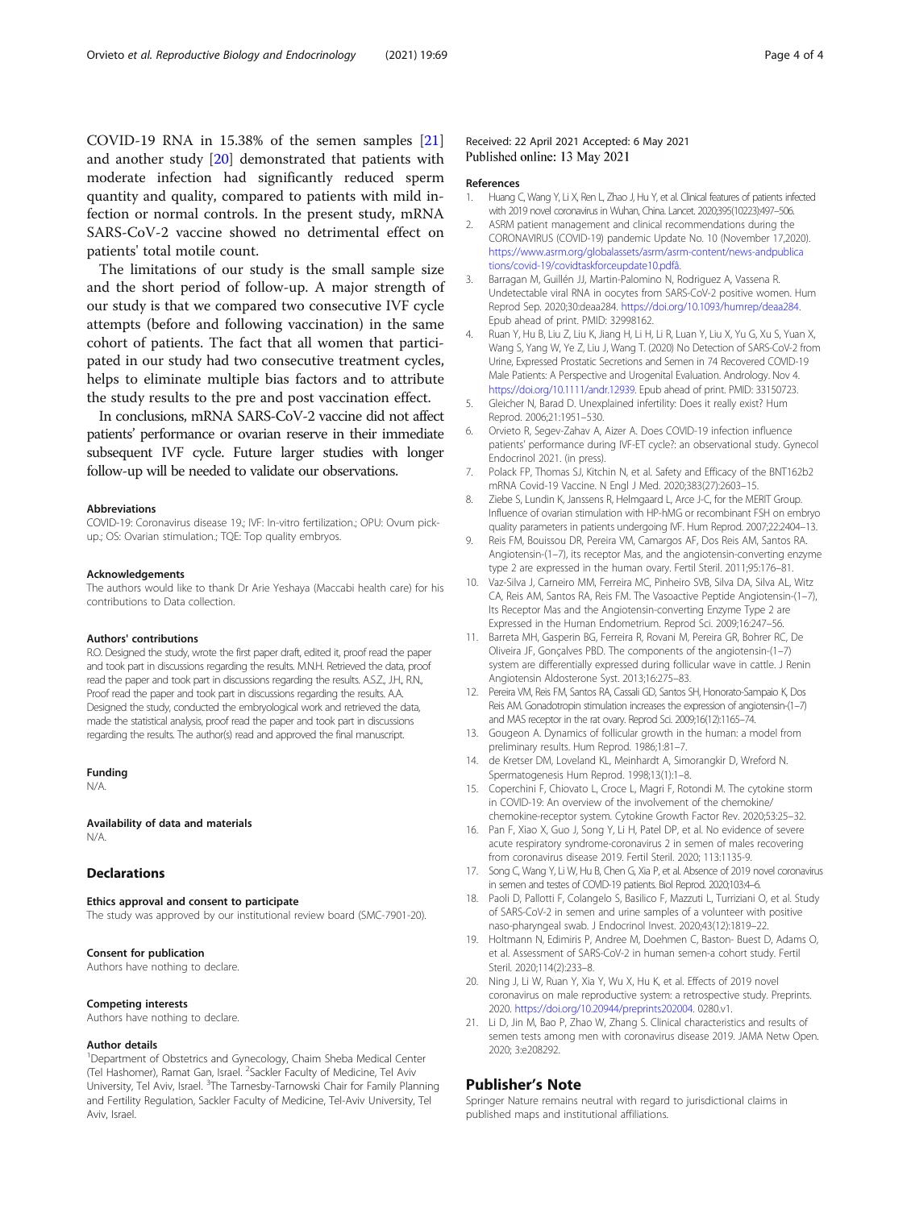COVID-19 RNA in 15.38% of the semen samples [21] and another study [20] demonstrated that patients with moderate infection had significantly reduced sperm quantity and quality, compared to patients with mild infection or normal controls. In the present study, mRNA SARS-CoV-2 vaccine showed no detrimental effect on patients' total motile count.

The limitations of our study is the small sample size and the short period of follow-up. A major strength of our study is that we compared two consecutive IVF cycle attempts (before and following vaccination) in the same cohort of patients. The fact that all women that participated in our study had two consecutive treatment cycles, helps to eliminate multiple bias factors and to attribute the study results to the pre and post vaccination effect.

In conclusions, mRNA SARS-CoV-2 vaccine did not affect patients' performance or ovarian reserve in their immediate subsequent IVF cycle. Future larger studies with longer follow-up will be needed to validate our observations.

#### Abbreviations

COVID-19: Coronavirus disease 19.; IVF: In-vitro fertilization.; OPU: Ovum pick-up.; OS: Ovarian stimulation.; TQE: Top quality embryos.

#### Acknowledgements

The authors would like to thank Dr Arie Yeshaya (Maccabi health care) for his contributions to Data collection.

#### Authors' contributions

R.O. Designed the study, wrote the first paper draft, edited it, proof read the paper and took part in discussions regarding the results. M.N.H. Retrieved the data, proof read the paper and took part in discussions regarding the results. A.S.Z., J.H., R.N., Proof read the paper and took part in discussions regarding the results. A.A. Designed the study, conducted the embryological work and retrieved the data, made the statistical analysis, proof read the paper and took part in discussions regarding the results. The author(s) read and approved the final manuscript.

#### Funding

N/A.

#### Availability of data and materials

N/A.

### Declarations

#### Ethics approval and consent to participate

The study was approved by our institutional review board (SMC-7901-20).

#### Consent for publication

Authors have nothing to declare.

#### Competing interests

Authors have nothing to declare.

#### Author details

[1]Department of Obstetrics and Gynecology, Chaim Sheba Medical Center (Tel Hashomer), Ramat Gan, Israel. [2]Sackler Faculty of Medicine, Tel Aviv University, Tel Aviv, Israel. [3]The Tarnesby-Tarnowski Chair for Family Planning and Fertility Regulation, Sackler Faculty of Medicine, Tel-Aviv University, Tel Aviv, Israel.

Received: 22 April 2021 Accepted: 6 May 2021
Published online: 13 May 2021

#### References

1. Huang C, Wang Y, Li X, Ren L, Zhao J, Hu Y, et al. Clinical features of patients infected with 2019 novel coronavirus in Wuhan, China. Lancet. 2020;395(10223):497–506.
2. ASRM patient management and clinical recommendations during the CORONAVIRUS (COVID-19) pandemic Update No. 10 (November 17,2020). https://www.asrm.org/globalassets/asrm/asrm-content/news-andpublications/covid-19/covidtaskforceupdate10.pdfâ.
3. Barragan M, Guillén JJ, Martin-Palomino N, Rodriguez A, Vassena R. Undetectable viral RNA in oocytes from SARS-CoV-2 positive women. Hum Reprod Sep. 2020;30:deaa284. https://doi.org/10.1093/humrep/deaa284. Epub ahead of print. PMID: 32998162.
4. Ruan Y, Hu B, Liu Z, Liu K, Jiang H, Li H, Li R, Luan Y, Liu X, Yu G, Xu S, Yuan X, Wang S, Yang W, Ye Z, Liu J, Wang T. (2020) No Detection of SARS-CoV-2 from Urine, Expressed Prostatic Secretions and Semen in 74 Recovered COVID-19 Male Patients: A Perspective and Urogenital Evaluation. Andrology. Nov 4. https://doi.org/10.1111/andr.12939. Epub ahead of print. PMID: 33150723.
5. Gleicher N, Barad D. Unexplained infertility: Does it really exist? Hum Reprod. 2006;21:1951–530.
6. Orvieto R, Segev-Zahav A, Aizer A. Does COVID-19 infection influence patients' performance during IVF-ET cycle?: an observational study. Gynecol Endocrinol 2021. (in press).
7. Polack FP, Thomas SJ, Kitchin N, et al. Safety and Efficacy of the BNT162b2 mRNA Covid-19 Vaccine. N Engl J Med. 2020;383(27):2603–15.
8. Ziebe S, Lundin K, Janssens R, Helmgaard L, Arce J-C, for the MERIT Group. Influence of ovarian stimulation with HP-hMG or recombinant FSH on embryo quality parameters in patients undergoing IVF. Hum Reprod. 2007;22:2404–13.
9. Reis FM, Bouissou DR, Pereira VM, Camargos AF, Dos Reis AM, Santos RA. Angiotensin-(1–7), its receptor Mas, and the angiotensin-converting enzyme type 2 are expressed in the human ovary. Fertil Steril. 2011;95:176–81.
10. Vaz-Silva J, Carneiro MM, Ferreira MC, Pinheiro SVB, Silva DA, Silva AL, Witz CA, Reis AM, Santos RA, Reis FM. The Vasoactive Peptide Angiotensin-(1–7), Its Receptor Mas and the Angiotensin-converting Enzyme Type 2 are Expressed in the Human Endometrium. Reprod Sci. 2009;16:247–56.
11. Barreta MH, Gasperin BG, Ferreira R, Rovani M, Pereira GR, Bohrer RC, De Oliveira JF, Gonçalves PBD. The components of the angiotensin-(1–7) system are differentially expressed during follicular wave in cattle. J Renin Angiotensin Aldosterone Syst. 2013;16:275–83.
12. Pereira VM, Reis FM, Santos RA, Cassali GD, Santos SH, Honorato-Sampaio K, Dos Reis AM. Gonadotropin stimulation increases the expression of angiotensin-(1–7) and MAS receptor in the rat ovary. Reprod Sci. 2009;16(12):1165–74.
13. Gougeon A. Dynamics of follicular growth in the human: a model from preliminary results. Hum Reprod. 1986;1:81–7.
14. de Kretser DM, Loveland KL, Meinhardt A, Simorangkir D, Wreford N. Spermatogenesis Hum Reprod. 1998;13(1):1–8.
15. Coperchini F, Chiovato L, Croce L, Magri F, Rotondi M. The cytokine storm in COVID-19: An overview of the involvement of the chemokine/chemokine-receptor system. Cytokine Growth Factor Rev. 2020;53:25–32.
16. Pan F, Xiao X, Guo J, Song Y, Li H, Patel DP, et al. No evidence of severe acute respiratory syndrome-coronavirus 2 in semen of males recovering from coronavirus disease 2019. Fertil Steril. 2020; 113:1135-9.
17. Song C, Wang Y, Li W, Hu B, Chen G, Xia P, et al. Absence of 2019 novel coronavirus in semen and testes of COVID-19 patients. Biol Reprod. 2020;103:4–6.
18. Paoli D, Pallotti F, Colangelo S, Basilico F, Mazzuti L, Turriziani O, et al. Study of SARS-CoV-2 in semen and urine samples of a volunteer with positive naso-pharyngeal swab. J Endocrinol Invest. 2020;43(12):1819–22.
19. Holtmann N, Edimiris P, Andree M, Doehmen C, Baston- Buest D, Adams O, et al. Assessment of SARS-CoV-2 in human semen-a cohort study. Fertil Steril. 2020;114(2):233–8.
20. Ning J, Li W, Ruan Y, Xia Y, Wu X, Hu K, et al. Effects of 2019 novel coronavirus on male reproductive system: a retrospective study. Preprints. 2020. https://doi.org/10.20944/preprints202004. 0280.v1.
21. Li D, Jin M, Bao P, Zhao W, Zhang S. Clinical characteristics and results of semen tests among men with coronavirus disease 2019. JAMA Netw Open. 2020; 3:e208292.

## Publisher's Note

Springer Nature remains neutral with regard to jurisdictional claims in published maps and institutional affiliations.